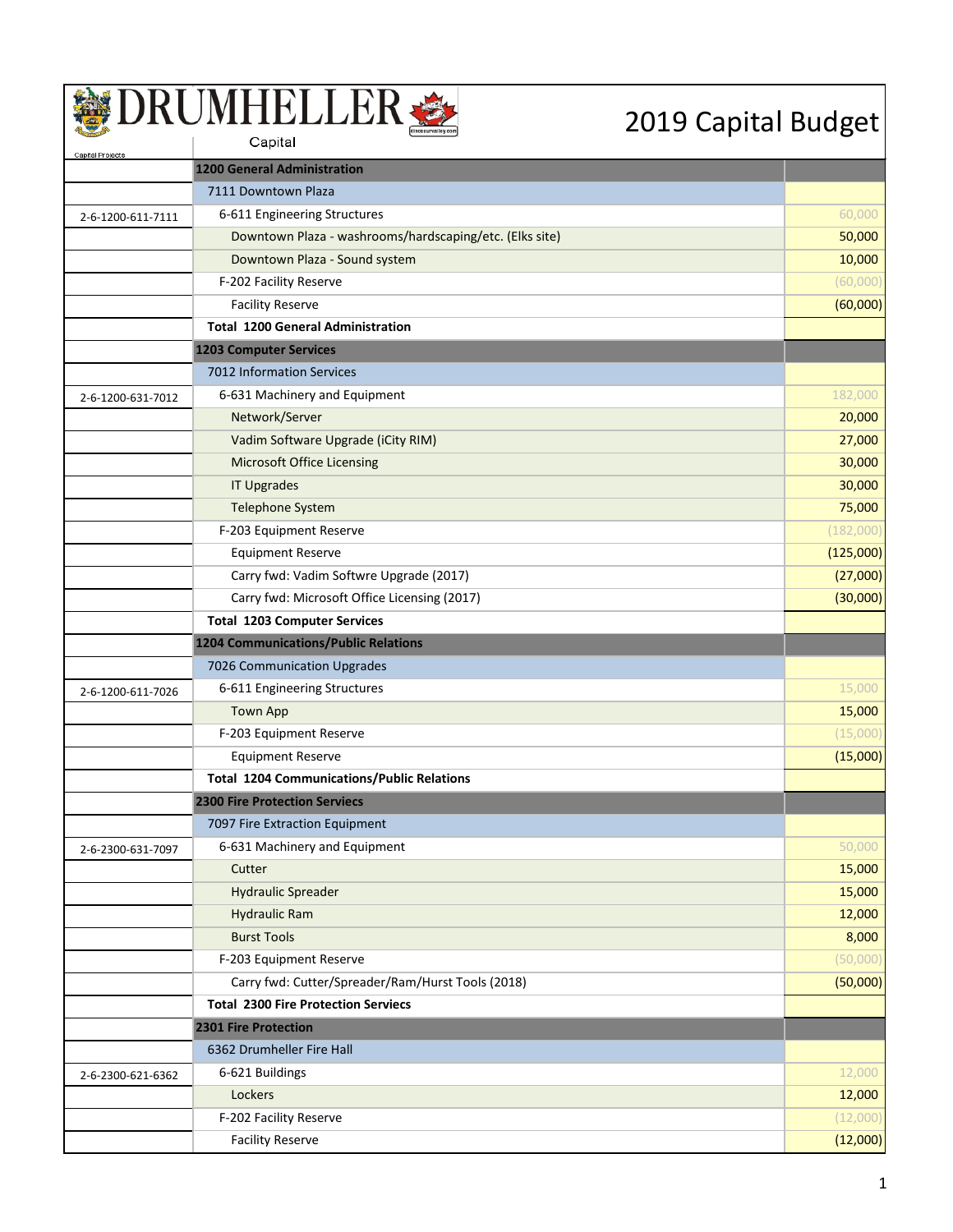# DRUMHELLER

Capital

Capital Projects

# 2019 Capital Budget

| Account | Description | Amount |
|---|---|---|
| | **1200 General Administration** | |
| | 7111 Downtown Plaza | |
| 2-6-1200-611-7111 | 6-611 Engineering Structures | 60,000 |
| | Downtown Plaza - washrooms/hardscaping/etc. (Elks site) | 50,000 |
| | Downtown Plaza - Sound system | 10,000 |
| | F-202 Facility Reserve | (60,000) |
| | Facility Reserve | (60,000) |
| | **Total 1200 General Administration** | |
| | **1203 Computer Services** | |
| | 7012 Information Services | |
| 2-6-1200-631-7012 | 6-631 Machinery and Equipment | 182,000 |
| | Network/Server | 20,000 |
| | Vadim Software Upgrade (iCity RIM) | 27,000 |
| | Microsoft Office Licensing | 30,000 |
| | IT Upgrades | 30,000 |
| | Telephone System | 75,000 |
| | F-203 Equipment Reserve | (182,000) |
| | Equipment Reserve | (125,000) |
| | Carry fwd: Vadim Softwre Upgrade (2017) | (27,000) |
| | Carry fwd: Microsoft Office Licensing (2017) | (30,000) |
| | **Total 1203 Computer Services** | |
| | **1204 Communications/Public Relations** | |
| | 7026 Communication Upgrades | |
| 2-6-1200-611-7026 | 6-611 Engineering Structures | 15,000 |
| | Town App | 15,000 |
| | F-203 Equipment Reserve | (15,000) |
| | Equipment Reserve | (15,000) |
| | **Total 1204 Communications/Public Relations** | |
| | **2300 Fire Protection Services** | |
| | 7097 Fire Extraction Equipment | |
| 2-6-2300-631-7097 | 6-631 Machinery and Equipment | 50,000 |
| | Cutter | 15,000 |
| | Hydraulic Spreader | 15,000 |
| | Hydraulic Ram | 12,000 |
| | Burst Tools | 8,000 |
| | F-203 Equipment Reserve | (50,000) |
| | Carry fwd: Cutter/Spreader/Ram/Hurst Tools (2018) | (50,000) |
| | **Total 2300 Fire Protection Services** | |
| | **2301 Fire Protection** | |
| | 6362 Drumheller Fire Hall | |
| 2-6-2300-621-6362 | 6-621 Buildings | 12,000 |
| | Lockers | 12,000 |
| | F-202 Facility Reserve | (12,000) |
| | Facility Reserve | (12,000) |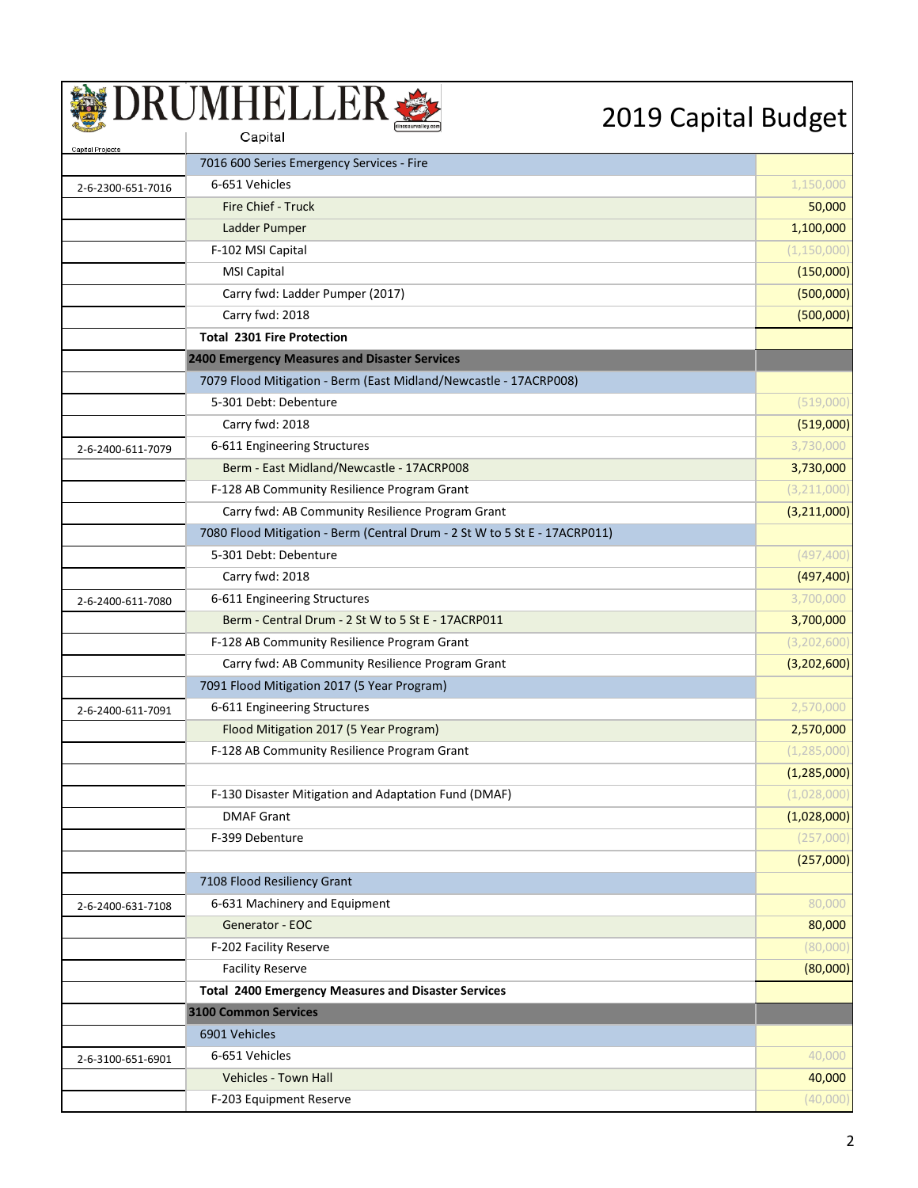# 2019 Capital Budget

Capital

| Account | Description | Amount |
|---|---|---|
| | 7016 600 Series Emergency Services - Fire | |
| 2-6-2300-651-7016 | 6-651 Vehicles | 1,150,000 |
| | Fire Chief - Truck | 50,000 |
| | Ladder Pumper | 1,100,000 |
| | F-102 MSI Capital | (1,150,000) |
| | MSI Capital | (150,000) |
| | Carry fwd: Ladder Pumper (2017) | (500,000) |
| | Carry fwd: 2018 | (500,000) |
| | **Total 2301 Fire Protection** | |
| | **2400 Emergency Measures and Disaster Services** | |
| | 7079 Flood Mitigation - Berm (East Midland/Newcastle - 17ACRP008) | |
| | 5-301 Debt: Debenture | (519,000) |
| | Carry fwd: 2018 | (519,000) |
| 2-6-2400-611-7079 | 6-611 Engineering Structures | 3,730,000 |
| | Berm - East Midland/Newcastle - 17ACRP008 | 3,730,000 |
| | F-128 AB Community Resilience Program Grant | (3,211,000) |
| | Carry fwd: AB Community Resilience Program Grant | (3,211,000) |
| | 7080 Flood Mitigation - Berm (Central Drum - 2 St W to 5 St E - 17ACRP011) | |
| | 5-301 Debt: Debenture | (497,400) |
| | Carry fwd: 2018 | (497,400) |
| 2-6-2400-611-7080 | 6-611 Engineering Structures | 3,700,000 |
| | Berm - Central Drum - 2 St W to 5 St E - 17ACRP011 | 3,700,000 |
| | F-128 AB Community Resilience Program Grant | (3,202,600) |
| | Carry fwd: AB Community Resilience Program Grant | (3,202,600) |
| | 7091 Flood Mitigation 2017 (5 Year Program) | |
| 2-6-2400-611-7091 | 6-611 Engineering Structures | 2,570,000 |
| | Flood Mitigation 2017 (5 Year Program) | 2,570,000 |
| | F-128 AB Community Resilience Program Grant | (1,285,000) |
| | | (1,285,000) |
| | F-130 Disaster Mitigation and Adaptation Fund (DMAF) | (1,028,000) |
| | DMAF Grant | (1,028,000) |
| | F-399 Debenture | (257,000) |
| | | (257,000) |
| | 7108 Flood Resiliency Grant | |
| 2-6-2400-631-7108 | 6-631 Machinery and Equipment | 80,000 |
| | Generator - EOC | 80,000 |
| | F-202 Facility Reserve | (80,000) |
| | Facility Reserve | (80,000) |
| | **Total 2400 Emergency Measures and Disaster Services** | |
| | **3100 Common Services** | |
| | 6901 Vehicles | |
| 2-6-3100-651-6901 | 6-651 Vehicles | 40,000 |
| | Vehicles - Town Hall | 40,000 |
| | F-203 Equipment Reserve | (40,000) |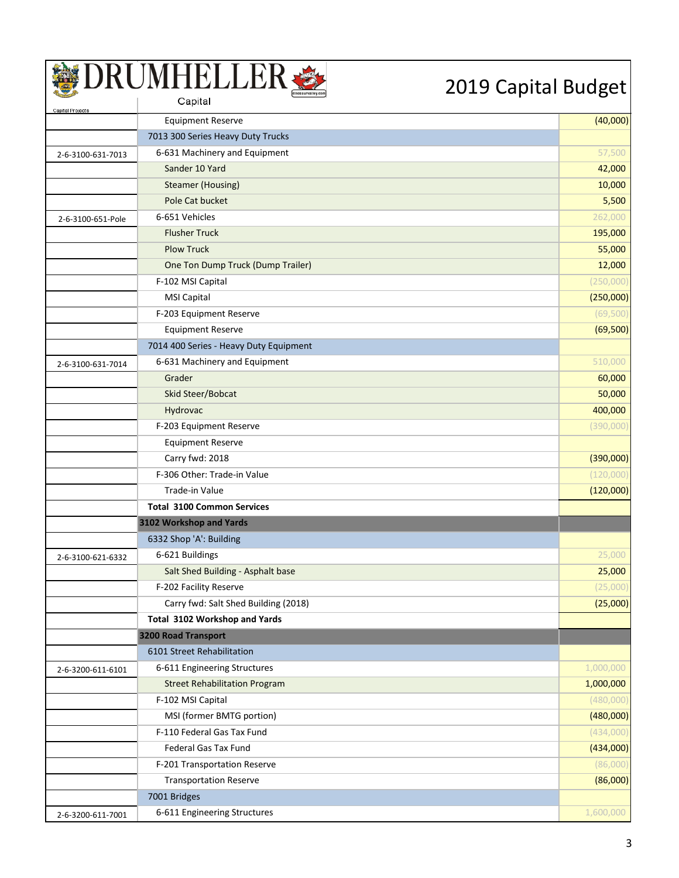# DRUMHELLER

## 2019 Capital Budget

Capital

Capital Projects

| | | |
|---|---|---|
| | Equipment Reserve | (40,000) |
| | 7013 300 Series Heavy Duty Trucks | |
| 2-6-3100-631-7013 | 6-631 Machinery and Equipment | 57,500 |
| | Sander 10 Yard | 42,000 |
| | Steamer (Housing) | 10,000 |
| | Pole Cat bucket | 5,500 |
| 2-6-3100-651-Pole | 6-651 Vehicles | 262,000 |
| | Flusher Truck | 195,000 |
| | Plow Truck | 55,000 |
| | One Ton Dump Truck (Dump Trailer) | 12,000 |
| | F-102 MSI Capital | (250,000) |
| | MSI Capital | (250,000) |
| | F-203 Equipment Reserve | (69,500) |
| | Equipment Reserve | (69,500) |
| | 7014 400 Series - Heavy Duty Equipment | |
| 2-6-3100-631-7014 | 6-631 Machinery and Equipment | 510,000 |
| | Grader | 60,000 |
| | Skid Steer/Bobcat | 50,000 |
| | Hydrovac | 400,000 |
| | F-203 Equipment Reserve | (390,000) |
| | Equipment Reserve | |
| | Carry fwd: 2018 | (390,000) |
| | F-306 Other: Trade-in Value | (120,000) |
| | Trade-in Value | (120,000) |
| | **Total 3100 Common Services** | |
| | **3102 Workshop and Yards** | |
| | 6332 Shop 'A': Building | |
| 2-6-3100-621-6332 | 6-621 Buildings | 25,000 |
| | Salt Shed Building - Asphalt base | 25,000 |
| | F-202 Facility Reserve | (25,000) |
| | Carry fwd: Salt Shed Building (2018) | (25,000) |
| | **Total 3102 Workshop and Yards** | |
| | **3200 Road Transport** | |
| | 6101 Street Rehabilitation | |
| 2-6-3200-611-6101 | 6-611 Engineering Structures | 1,000,000 |
| | Street Rehabilitation Program | 1,000,000 |
| | F-102 MSI Capital | (480,000) |
| | MSI (former BMTG portion) | (480,000) |
| | F-110 Federal Gas Tax Fund | (434,000) |
| | Federal Gas Tax Fund | (434,000) |
| | F-201 Transportation Reserve | (86,000) |
| | Transportation Reserve | (86,000) |
| | 7001 Bridges | |
| 2-6-3200-611-7001 | 6-611 Engineering Structures | 1,600,000 |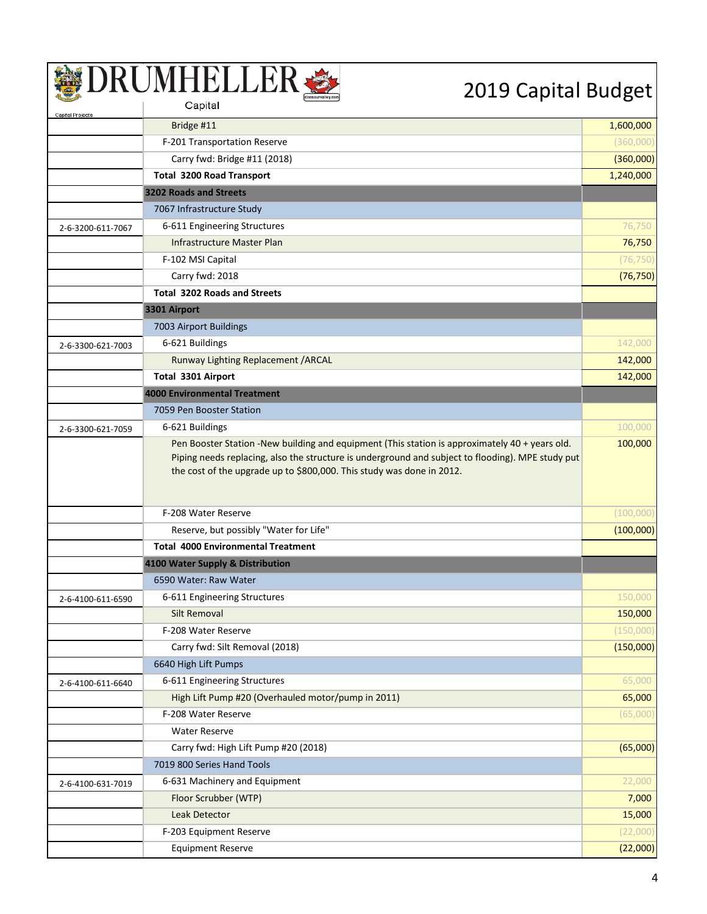# DRUMHELLER 2019 Capital Budget

| Capital Projects | Capital | |
|---|---|---|
| | Bridge #11 | 1,600,000 |
| | F-201 Transportation Reserve | (360,000) |
| | Carry fwd: Bridge #11 (2018) | (360,000) |
| | **Total 3200 Road Transport** | 1,240,000 |
| | **3202 Roads and Streets** | |
| | 7067 Infrastructure Study | |
| 2-6-3200-611-7067 | 6-611 Engineering Structures | 76,750 |
| | Infrastructure Master Plan | 76,750 |
| | F-102 MSI Capital | (76,750) |
| | Carry fwd: 2018 | (76,750) |
| | **Total 3202 Roads and Streets** | |
| | **3301 Airport** | |
| | 7003 Airport Buildings | |
| 2-6-3300-621-7003 | 6-621 Buildings | 142,000 |
| | Runway Lighting Replacement /ARCAL | 142,000 |
| | **Total 3301 Airport** | 142,000 |
| | **4000 Environmental Treatment** | |
| | 7059 Pen Booster Station | |
| 2-6-3300-621-7059 | 6-621 Buildings | 100,000 |
| | Pen Booster Station -New building and equipment (This station is approximately 40 + years old. Piping needs replacing, also the structure is underground and subject to flooding). MPE study put the cost of the upgrade up to $800,000. This study was done in 2012. | 100,000 |
| | F-208 Water Reserve | (100,000) |
| | Reserve, but possibly "Water for Life" | (100,000) |
| | **Total 4000 Environmental Treatment** | |
| | **4100 Water Supply & Distribution** | |
| | 6590 Water: Raw Water | |
| 2-6-4100-611-6590 | 6-611 Engineering Structures | 150,000 |
| | Silt Removal | 150,000 |
| | F-208 Water Reserve | (150,000) |
| | Carry fwd: Silt Removal (2018) | (150,000) |
| | 6640 High Lift Pumps | |
| 2-6-4100-611-6640 | 6-611 Engineering Structures | 65,000 |
| | High Lift Pump #20 (Overhauled motor/pump in 2011) | 65,000 |
| | F-208 Water Reserve | (65,000) |
| | Water Reserve | |
| | Carry fwd: High Lift Pump #20 (2018) | (65,000) |
| | 7019 800 Series Hand Tools | |
| 2-6-4100-631-7019 | 6-631 Machinery and Equipment | 22,000 |
| | Floor Scrubber (WTP) | 7,000 |
| | Leak Detector | 15,000 |
| | F-203 Equipment Reserve | (22,000) |
| | Equipment Reserve | (22,000) |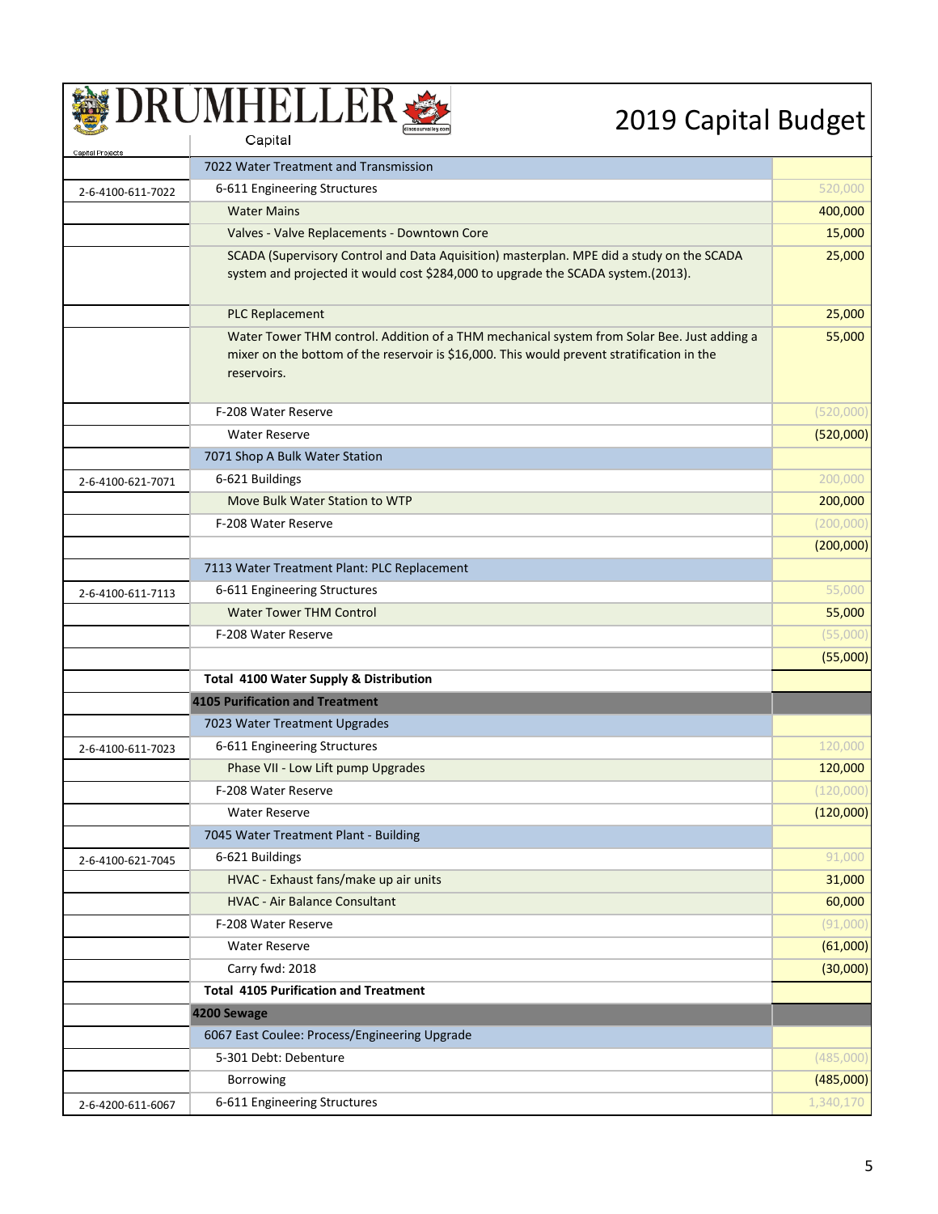# DRUMHELLER

Capital

Capital Projects

## 2019 Capital Budget

| Account | Description | Amount |
|---|---|---|
| | 7022 Water Treatment and Transmission | |
| 2-6-4100-611-7022 | 6-611 Engineering Structures | 520,000 |
| | Water Mains | 400,000 |
| | Valves - Valve Replacements - Downtown Core | 15,000 |
| | SCADA (Supervisory Control and Data Aquisition) masterplan. MPE did a study on the SCADA system and projected it would cost $284,000 to upgrade the SCADA system.(2013). | 25,000 |
| | PLC Replacement | 25,000 |
| | Water Tower THM control. Addition of a THM mechanical system from Solar Bee. Just adding a mixer on the bottom of the reservoir is $16,000. This would prevent stratification in the reservoirs. | 55,000 |
| | F-208 Water Reserve | (520,000) |
| | Water Reserve | (520,000) |
| | 7071 Shop A Bulk Water Station | |
| 2-6-4100-621-7071 | 6-621 Buildings | 200,000 |
| | Move Bulk Water Station to WTP | 200,000 |
| | F-208 Water Reserve | (200,000) |
| | | (200,000) |
| | 7113 Water Treatment Plant: PLC Replacement | |
| 2-6-4100-611-7113 | 6-611 Engineering Structures | 55,000 |
| | Water Tower THM Control | 55,000 |
| | F-208 Water Reserve | (55,000) |
| | | (55,000) |
| | **Total 4100 Water Supply & Distribution** | |
| | **4105 Purification and Treatment** | |
| | 7023 Water Treatment Upgrades | |
| 2-6-4100-611-7023 | 6-611 Engineering Structures | 120,000 |
| | Phase VII - Low Lift pump Upgrades | 120,000 |
| | F-208 Water Reserve | (120,000) |
| | Water Reserve | (120,000) |
| | 7045 Water Treatment Plant - Building | |
| 2-6-4100-621-7045 | 6-621 Buildings | 91,000 |
| | HVAC - Exhaust fans/make up air units | 31,000 |
| | HVAC - Air Balance Consultant | 60,000 |
| | F-208 Water Reserve | (91,000) |
| | Water Reserve | (61,000) |
| | Carry fwd: 2018 | (30,000) |
| | **Total 4105 Purification and Treatment** | |
| | **4200 Sewage** | |
| | 6067 East Coulee: Process/Engineering Upgrade | |
| | 5-301 Debt: Debenture | (485,000) |
| | Borrowing | (485,000) |
| 2-6-4200-611-6067 | 6-611 Engineering Structures | 1,340,170 |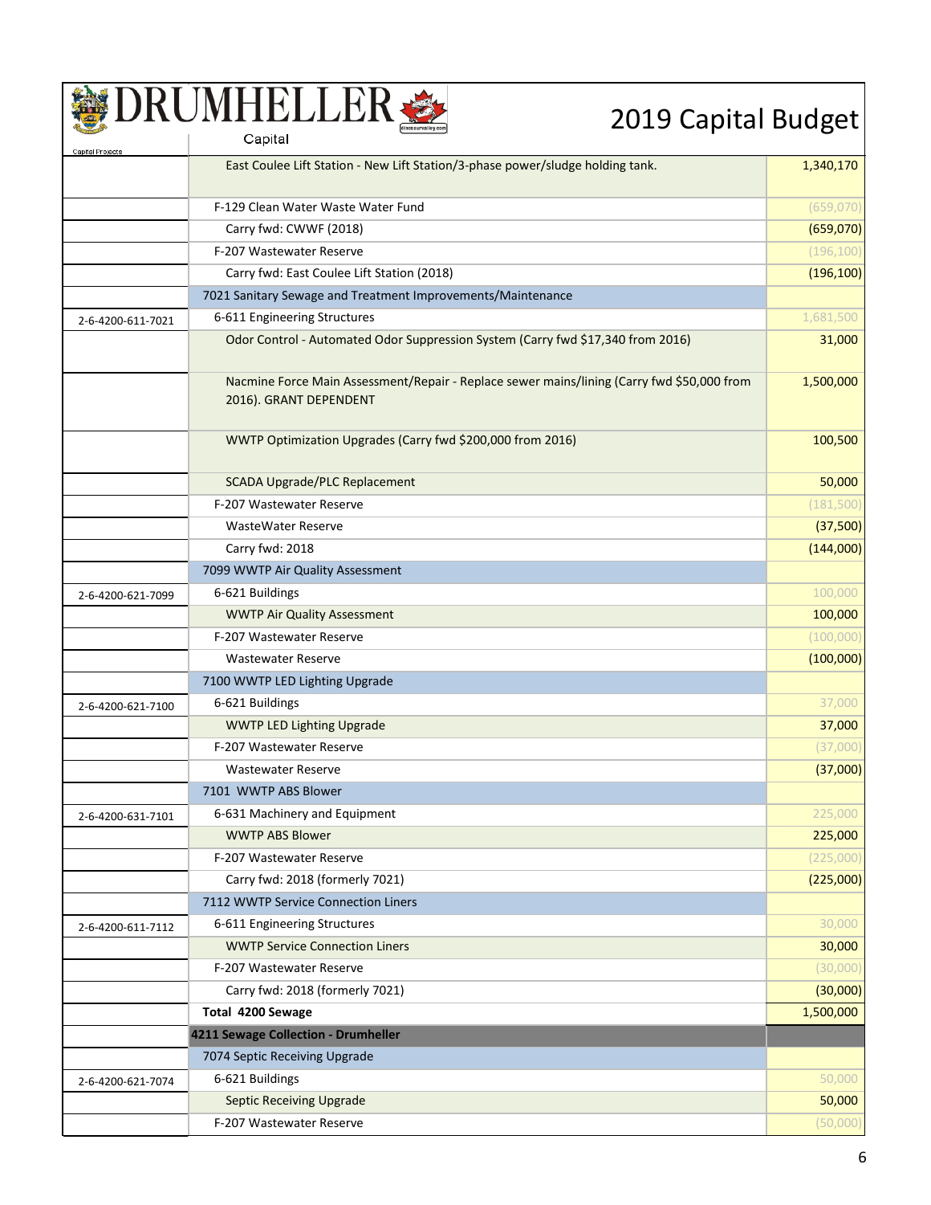# 2019 Capital Budget

| Capital Projects | Capital | |
|---|---|---|
| | East Coulee Lift Station - New Lift Station/3-phase power/sludge holding tank. | 1,340,170 |
| | F-129 Clean Water Waste Water Fund | (659,070) |
| | Carry fwd: CWWF (2018) | (659,070) |
| | F-207 Wastewater Reserve | (196,100) |
| | Carry fwd: East Coulee Lift Station (2018) | (196,100) |
| | 7021 Sanitary Sewage and Treatment Improvements/Maintenance | |
| 2-6-4200-611-7021 | 6-611 Engineering Structures | 1,681,500 |
| | Odor Control - Automated Odor Suppression System (Carry fwd $17,340 from 2016) | 31,000 |
| | Nacmine Force Main Assessment/Repair - Replace sewer mains/lining (Carry fwd $50,000 from 2016). GRANT DEPENDENT | 1,500,000 |
| | WWTP Optimization Upgrades (Carry fwd $200,000 from 2016) | 100,500 |
| | SCADA Upgrade/PLC Replacement | 50,000 |
| | F-207 Wastewater Reserve | (181,500) |
| | WasteWater Reserve | (37,500) |
| | Carry fwd: 2018 | (144,000) |
| | 7099 WWTP Air Quality Assessment | |
| 2-6-4200-621-7099 | 6-621 Buildings | 100,000 |
| | WWTP Air Quality Assessment | 100,000 |
| | F-207 Wastewater Reserve | (100,000) |
| | Wastewater Reserve | (100,000) |
| | 7100 WWTP LED Lighting Upgrade | |
| 2-6-4200-621-7100 | 6-621 Buildings | 37,000 |
| | WWTP LED Lighting Upgrade | 37,000 |
| | F-207 Wastewater Reserve | (37,000) |
| | Wastewater Reserve | (37,000) |
| | 7101 WWTP ABS Blower | |
| 2-6-4200-631-7101 | 6-631 Machinery and Equipment | 225,000 |
| | WWTP ABS Blower | 225,000 |
| | F-207 Wastewater Reserve | (225,000) |
| | Carry fwd: 2018 (formerly 7021) | (225,000) |
| | 7112 WWTP Service Connection Liners | |
| 2-6-4200-611-7112 | 6-611 Engineering Structures | 30,000 |
| | WWTP Service Connection Liners | 30,000 |
| | F-207 Wastewater Reserve | (30,000) |
| | Carry fwd: 2018 (formerly 7021) | (30,000) |
| | **Total 4200 Sewage** | 1,500,000 |
| | **4211 Sewage Collection - Drumheller** | |
| | 7074 Septic Receiving Upgrade | |
| 2-6-4200-621-7074 | 6-621 Buildings | 50,000 |
| | Septic Receiving Upgrade | 50,000 |
| | F-207 Wastewater Reserve | (50,000) |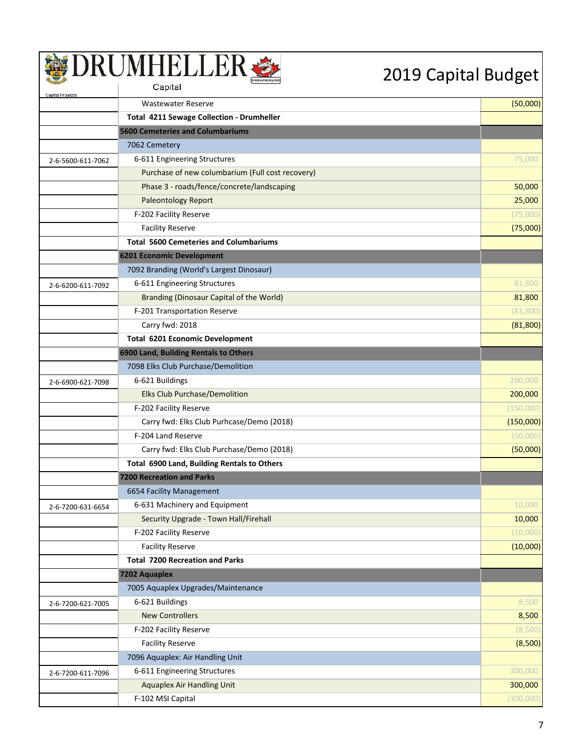# DRUMHELLER

Capital

Capital Projects

## 2019 Capital Budget

| Account | Description | Amount |
|---|---|---|
| | Wastewater Reserve | (50,000) |
| | **Total 4211 Sewage Collection - Drumheller** | |
| | **5600 Cemeteries and Columbariums** | |
| | 7062 Cemetery | |
| 2-6-5600-611-7062 | 6-611 Engineering Structures | 75,000 |
| | Purchase of new columbarium (Full cost recovery) | |
| | Phase 3 - roads/fence/concrete/landscaping | 50,000 |
| | Paleontology Report | 25,000 |
| | F-202 Facility Reserve | (75,000) |
| | Facility Reserve | (75,000) |
| | **Total 5600 Cemeteries and Columbariums** | |
| | **6201 Economic Development** | |
| | 7092 Branding (World's Largest Dinosaur) | |
| 2-6-6200-611-7092 | 6-611 Engineering Structures | 81,800 |
| | Branding (Dinosaur Capital of the World) | 81,800 |
| | F-201 Transportation Reserve | (81,800) |
| | Carry fwd: 2018 | (81,800) |
| | **Total 6201 Economic Development** | |
| | **6900 Land, Building Rentals to Others** | |
| | 7098 Elks Club Purchase/Demolition | |
| 2-6-6900-621-7098 | 6-621 Buildings | 200,000 |
| | Elks Club Purchase/Demolition | 200,000 |
| | F-202 Facility Reserve | (150,000) |
| | Carry fwd: Elks Club Purhcase/Demo (2018) | (150,000) |
| | F-204 Land Reserve | (50,000) |
| | Carry fwd: Elks Club Purchase/Demo (2018) | (50,000) |
| | **Total 6900 Land, Building Rentals to Others** | |
| | **7200 Recreation and Parks** | |
| | 6654 Facility Management | |
| 2-6-7200-631-6654 | 6-631 Machinery and Equipment | 10,000 |
| | Security Upgrade - Town Hall/Firehall | 10,000 |
| | F-202 Facility Reserve | (10,000) |
| | Facility Reserve | (10,000) |
| | **Total 7200 Recreation and Parks** | |
| | **7202 Aquaplex** | |
| | 7005 Aquaplex Upgrades/Maintenance | |
| 2-6-7200-621-7005 | 6-621 Buildings | 8,500 |
| | New Controllers | 8,500 |
| | F-202 Facility Reserve | (8,500) |
| | Facility Reserve | (8,500) |
| | 7096 Aquaplex: Air Handling Unit | |
| 2-6-7200-611-7096 | 6-611 Engineering Structures | 300,000 |
| | Aquaplex Air Handling Unit | 300,000 |
| | F-102 MSI Capital | (300,000) |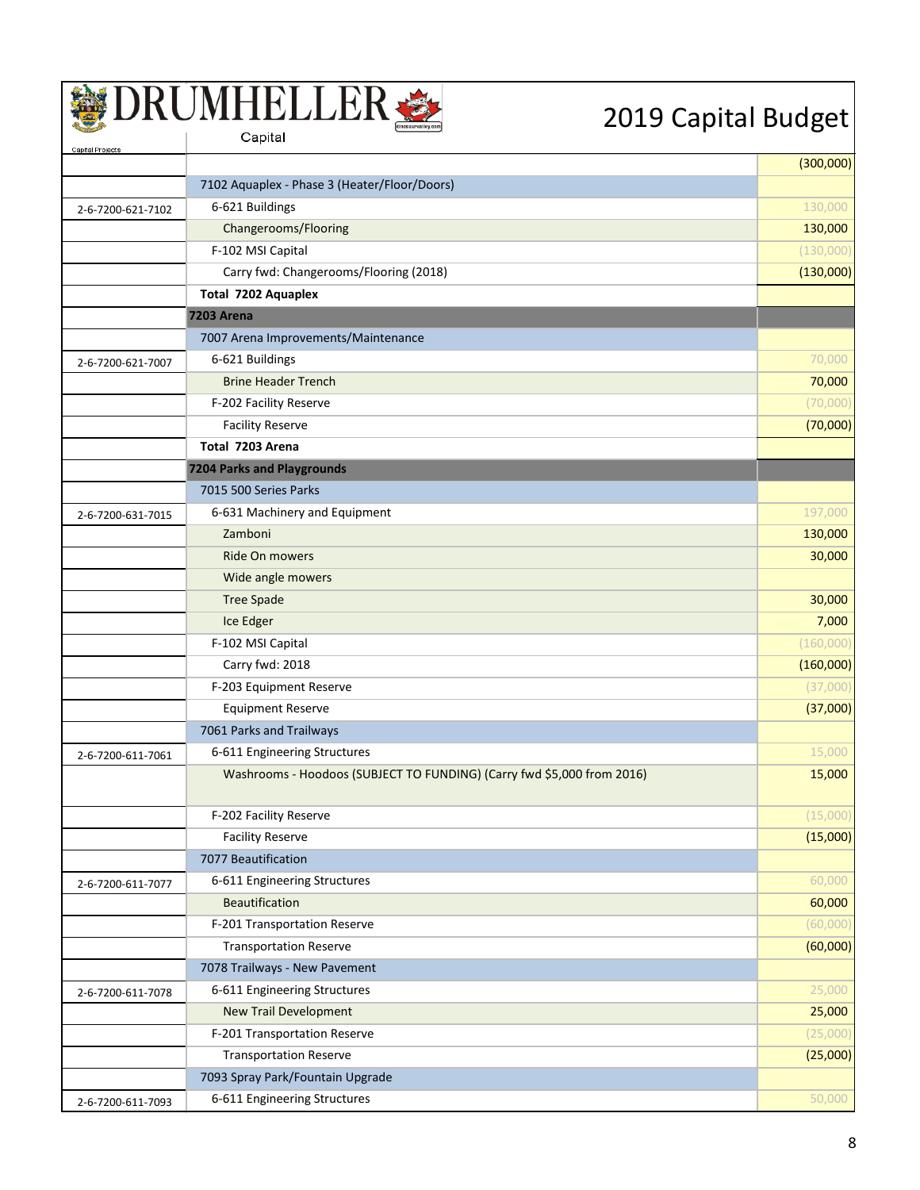# DRUMHELLER

Capital

Capital Projects

## 2019 Capital Budget

| Account | Description | Amount |
|---|---|---|
| | | (300,000) |
| | 7102 Aquaplex - Phase 3 (Heater/Floor/Doors) | |
| 2-6-7200-621-7102 | 6-621 Buildings | 130,000 |
| | Changerooms/Flooring | 130,000 |
| | F-102 MSI Capital | (130,000) |
| | Carry fwd: Changerooms/Flooring (2018) | (130,000) |
| | **Total 7202 Aquaplex** | |
| | **7203 Arena** | |
| | 7007 Arena Improvements/Maintenance | |
| 2-6-7200-621-7007 | 6-621 Buildings | 70,000 |
| | Brine Header Trench | 70,000 |
| | F-202 Facility Reserve | (70,000) |
| | Facility Reserve | (70,000) |
| | **Total 7203 Arena** | |
| | **7204 Parks and Playgrounds** | |
| | 7015 500 Series Parks | |
| 2-6-7200-631-7015 | 6-631 Machinery and Equipment | 197,000 |
| | Zamboni | 130,000 |
| | Ride On mowers | 30,000 |
| | Wide angle mowers | |
| | Tree Spade | 30,000 |
| | Ice Edger | 7,000 |
| | F-102 MSI Capital | (160,000) |
| | Carry fwd: 2018 | (160,000) |
| | F-203 Equipment Reserve | (37,000) |
| | Equipment Reserve | (37,000) |
| | 7061 Parks and Trailways | |
| 2-6-7200-611-7061 | 6-611 Engineering Structures | 15,000 |
| | Washrooms - Hoodoos (SUBJECT TO FUNDING) (Carry fwd $5,000 from 2016) | 15,000 |
| | F-202 Facility Reserve | (15,000) |
| | Facility Reserve | (15,000) |
| | 7077 Beautification | |
| 2-6-7200-611-7077 | 6-611 Engineering Structures | 60,000 |
| | Beautification | 60,000 |
| | F-201 Transportation Reserve | (60,000) |
| | Transportation Reserve | (60,000) |
| | 7078 Trailways - New Pavement | |
| 2-6-7200-611-7078 | 6-611 Engineering Structures | 25,000 |
| | New Trail Development | 25,000 |
| | F-201 Transportation Reserve | (25,000) |
| | Transportation Reserve | (25,000) |
| | 7093 Spray Park/Fountain Upgrade | |
| 2-6-7200-611-7093 | 6-611 Engineering Structures | 50,000 |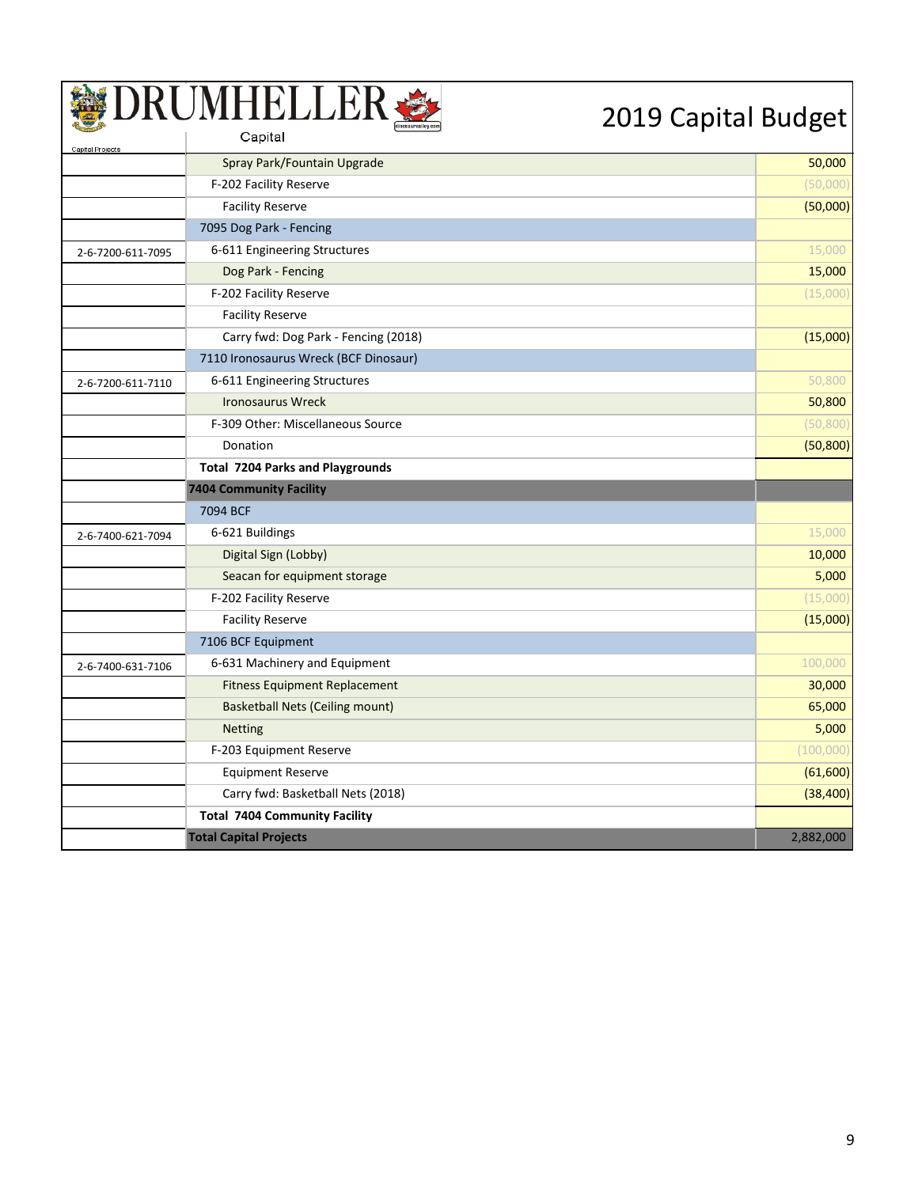# DRUMHELLER

## 2019 Capital Budget

| Capital Projects | Capital | |
|---|---|---|
| | Spray Park/Fountain Upgrade | 50,000 |
| | F-202 Facility Reserve | (50,000) |
| | Facility Reserve | (50,000) |
| | 7095 Dog Park - Fencing | |
| 2-6-7200-611-7095 | 6-611 Engineering Structures | 15,000 |
| | Dog Park - Fencing | 15,000 |
| | F-202 Facility Reserve | (15,000) |
| | Facility Reserve | |
| | Carry fwd: Dog Park - Fencing (2018) | (15,000) |
| | 7110 Ironosaurus Wreck (BCF Dinosaur) | |
| 2-6-7200-611-7110 | 6-611 Engineering Structures | 50,800 |
| | Ironosaurus Wreck | 50,800 |
| | F-309 Other: Miscellaneous Source | (50,800) |
| | Donation | (50,800) |
| | **Total 7204 Parks and Playgrounds** | |
| | **7404 Community Facility** | |
| | 7094 BCF | |
| 2-6-7400-621-7094 | 6-621 Buildings | 15,000 |
| | Digital Sign (Lobby) | 10,000 |
| | Seacan for equipment storage | 5,000 |
| | F-202 Facility Reserve | (15,000) |
| | Facility Reserve | (15,000) |
| | 7106 BCF Equipment | |
| 2-6-7400-631-7106 | 6-631 Machinery and Equipment | 100,000 |
| | Fitness Equipment Replacement | 30,000 |
| | Basketball Nets (Ceiling mount) | 65,000 |
| | Netting | 5,000 |
| | F-203 Equipment Reserve | (100,000) |
| | Equipment Reserve | (61,600) |
| | Carry fwd: Basketball Nets (2018) | (38,400) |
| | **Total 7404 Community Facility** | |
| | **Total Capital Projects** | 2,882,000 |